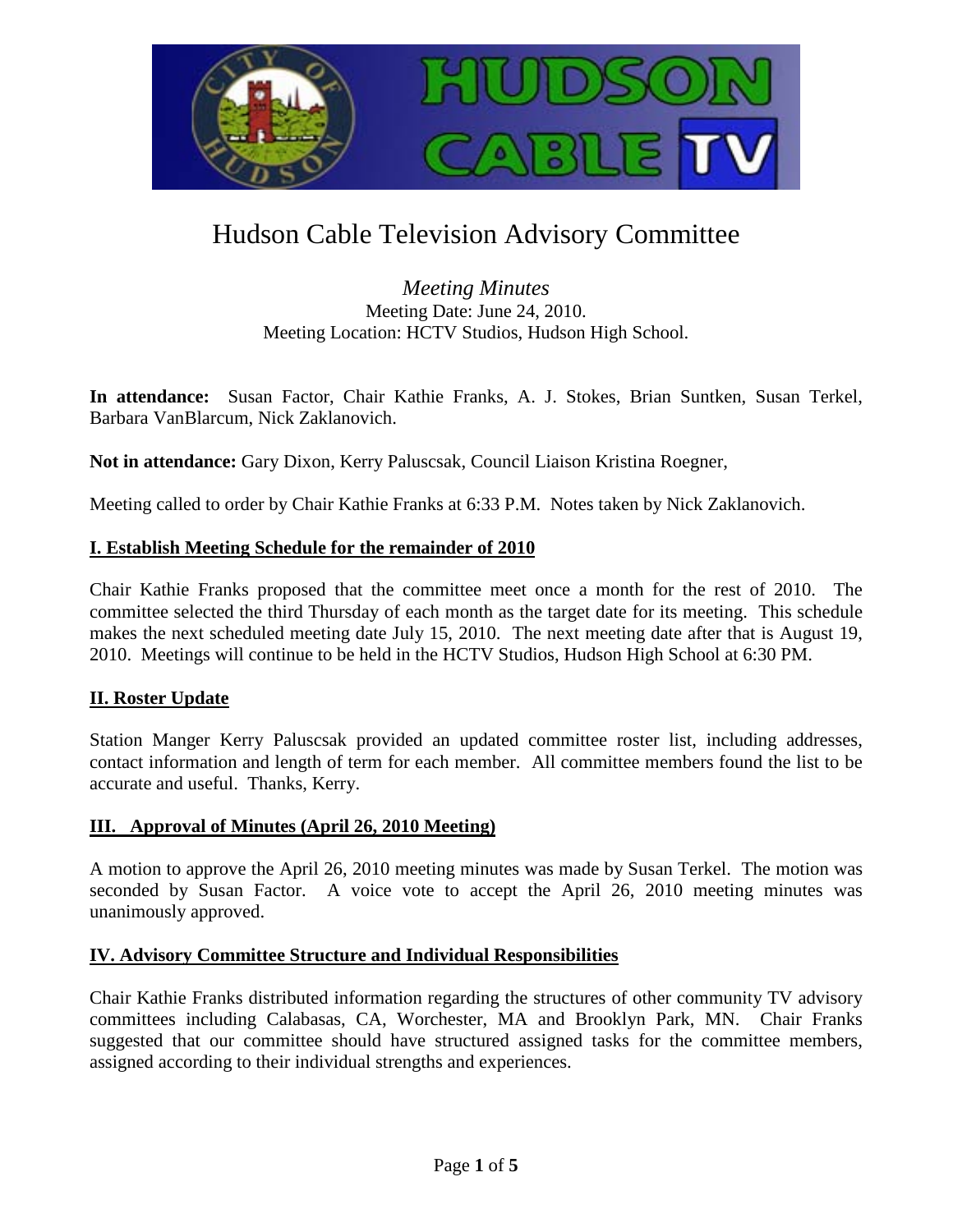# Hudson Cable Television Advisory Committee

*Meeting Minutes*

Meeting Date: June 24, 2010.

Meeting Location: HCTV Studios, Hudson High School.

**In attendance:** Susan Factor, Chair Kathie Franks, A. J. Stokes, Brian Suntken, Susan Terkel, Barbara VanBlarcum, Nick Zaklanovich.

**Not in attendance:** Gary Dixon, Kerry Paluscsak, Council Liaison Kristina Roegner,

Meeting called to order by Chair Kathie Franks at 6:33 P.M. Notes taken by Nick Zaklanovich.

## I. Establish Meeting Schedule for the remainder of 2010

Chair Kathie Franks proposed that the committee meet once a month for the rest of 2010. The committee selected the third Thursday of each month as the target date for its meeting. This schedule makes the next scheduled meeting date July 15, 2010. The next meeting date after that is August 19, 2010. Meetings will continue to be held in the HCTV Studios, Hudson High School at 6:30 PM.

## II. Roster Update

Station Manger Kerry Paluscsak provided an updated committee roster list, including addresses, contact information and length of term for each member. All committee members found the list to be accurate and useful. Thanks, Kerry.

## III. Approval of Minutes (April 26, 2010 Meeting)

A motion to approve the April 26, 2010 meeting minutes was made by Susan Terkel. The motion was seconded by Susan Factor. A voice vote to accept the April 26, 2010 meeting minutes was unanimously approved.

## IV. Advisory Committee Structure and Individual Responsibilities

Chair Kathie Franks distributed information regarding the structures of other community TV advisory committees including Calabasas, CA, Worchester, MA and Brooklyn Park, MN. Chair Franks suggested that our committee should have structured assigned tasks for the committee members, assigned according to their individual strengths and experiences.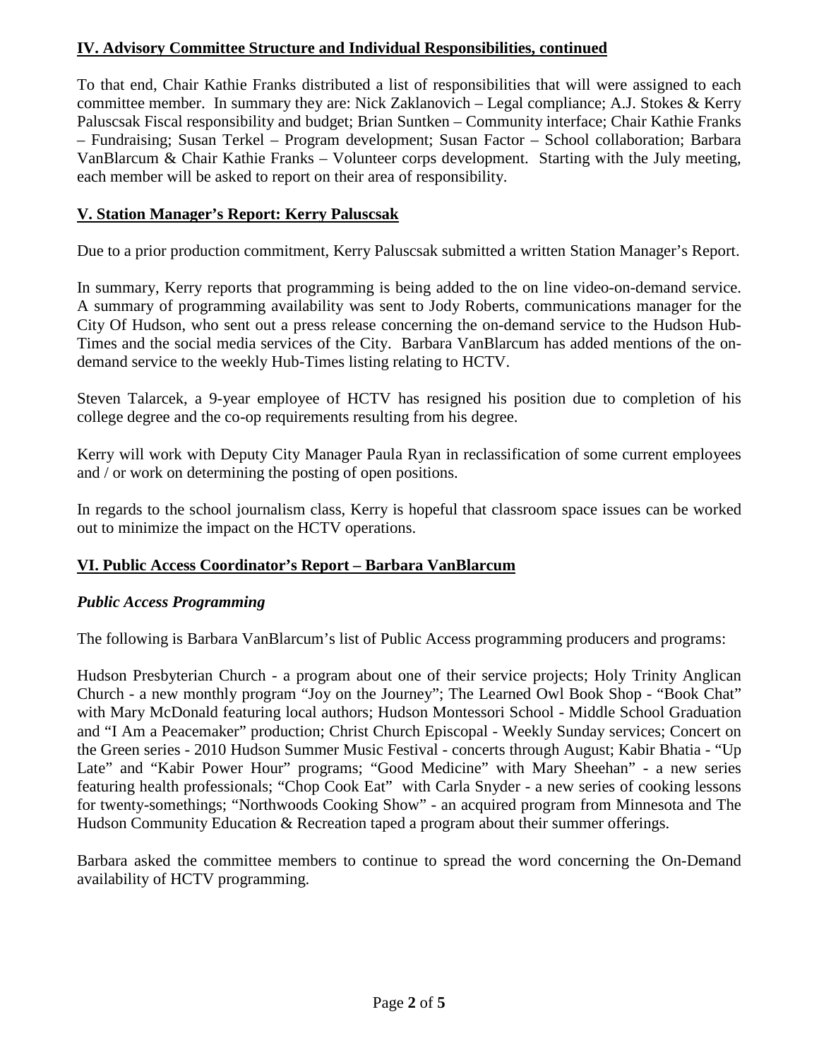## IV. Advisory Committee Structure and Individual Responsibilities, continued

To that end, Chair Kathie Franks distributed a list of responsibilities that will were assigned to each committee member. In summary they are: Nick Zaklanovich – Legal compliance; A.J. Stokes & Kerry Paluscsak Fiscal responsibility and budget; Brian Suntken – Community interface; Chair Kathie Franks – Fundraising; Susan Terkel – Program development; Susan Factor – School collaboration; Barbara VanBlarcum & Chair Kathie Franks – Volunteer corps development. Starting with the July meeting, each member will be asked to report on their area of responsibility.

## V. Station Manager's Report: Kerry Paluscsak

Due to a prior production commitment, Kerry Paluscsak submitted a written Station Manager's Report.

In summary, Kerry reports that programming is being added to the on line video-on-demand service. A summary of programming availability was sent to Jody Roberts, communications manager for the City Of Hudson, who sent out a press release concerning the on-demand service to the Hudson Hub-Times and the social media services of the City. Barbara VanBlarcum has added mentions of the on-demand service to the weekly Hub-Times listing relating to HCTV.

Steven Talarcek, a 9-year employee of HCTV has resigned his position due to completion of his college degree and the co-op requirements resulting from his degree.

Kerry will work with Deputy City Manager Paula Ryan in reclassification of some current employees and / or work on determining the posting of open positions.

In regards to the school journalism class, Kerry is hopeful that classroom space issues can be worked out to minimize the impact on the HCTV operations.

## VI. Public Access Coordinator's Report – Barbara VanBlarcum

### *Public Access Programming*

The following is Barbara VanBlarcum's list of Public Access programming producers and programs:

Hudson Presbyterian Church - a program about one of their service projects; Holy Trinity Anglican Church - a new monthly program "Joy on the Journey"; The Learned Owl Book Shop - "Book Chat" with Mary McDonald featuring local authors; Hudson Montessori School - Middle School Graduation and "I Am a Peacemaker" production; Christ Church Episcopal - Weekly Sunday services; Concert on the Green series - 2010 Hudson Summer Music Festival - concerts through August; Kabir Bhatia - "Up Late" and "Kabir Power Hour" programs; "Good Medicine" with Mary Sheehan" - a new series featuring health professionals; "Chop Cook Eat" with Carla Snyder - a new series of cooking lessons for twenty-somethings; "Northwoods Cooking Show" - an acquired program from Minnesota and The Hudson Community Education & Recreation taped a program about their summer offerings.

Barbara asked the committee members to continue to spread the word concerning the On-Demand availability of HCTV programming.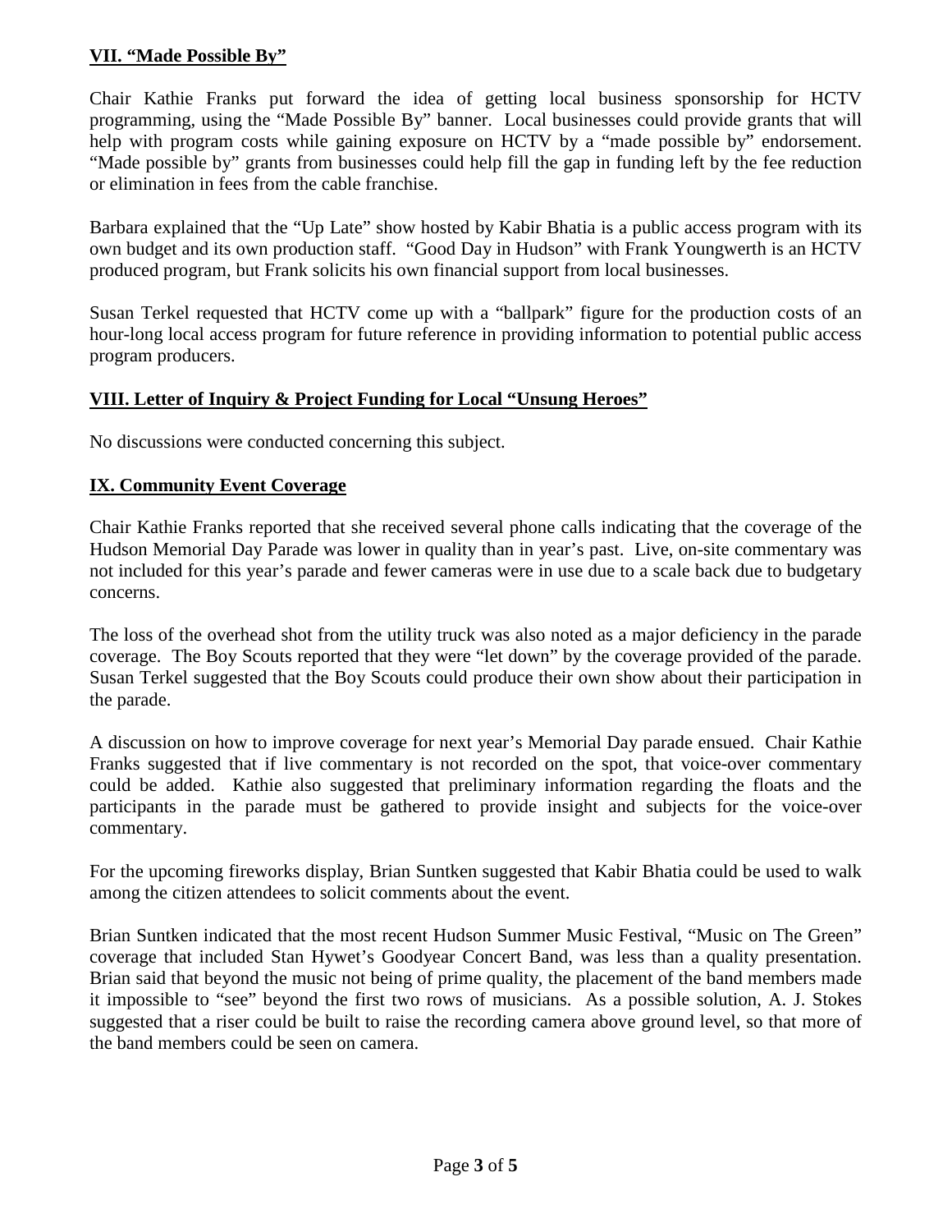## VII. "Made Possible By"

Chair Kathie Franks put forward the idea of getting local business sponsorship for HCTV programming, using the "Made Possible By" banner. Local businesses could provide grants that will help with program costs while gaining exposure on HCTV by a "made possible by" endorsement. "Made possible by" grants from businesses could help fill the gap in funding left by the fee reduction or elimination in fees from the cable franchise.

Barbara explained that the "Up Late" show hosted by Kabir Bhatia is a public access program with its own budget and its own production staff. "Good Day in Hudson" with Frank Youngwerth is an HCTV produced program, but Frank solicits his own financial support from local businesses.

Susan Terkel requested that HCTV come up with a "ballpark" figure for the production costs of an hour-long local access program for future reference in providing information to potential public access program producers.

## VIII. Letter of Inquiry & Project Funding for Local "Unsung Heroes"

No discussions were conducted concerning this subject.

## IX. Community Event Coverage

Chair Kathie Franks reported that she received several phone calls indicating that the coverage of the Hudson Memorial Day Parade was lower in quality than in year's past. Live, on-site commentary was not included for this year's parade and fewer cameras were in use due to a scale back due to budgetary concerns.

The loss of the overhead shot from the utility truck was also noted as a major deficiency in the parade coverage. The Boy Scouts reported that they were "let down" by the coverage provided of the parade. Susan Terkel suggested that the Boy Scouts could produce their own show about their participation in the parade.

A discussion on how to improve coverage for next year's Memorial Day parade ensued. Chair Kathie Franks suggested that if live commentary is not recorded on the spot, that voice-over commentary could be added. Kathie also suggested that preliminary information regarding the floats and the participants in the parade must be gathered to provide insight and subjects for the voice-over commentary.

For the upcoming fireworks display, Brian Suntken suggested that Kabir Bhatia could be used to walk among the citizen attendees to solicit comments about the event.

Brian Suntken indicated that the most recent Hudson Summer Music Festival, "Music on The Green" coverage that included Stan Hywet's Goodyear Concert Band, was less than a quality presentation. Brian said that beyond the music not being of prime quality, the placement of the band members made it impossible to "see" beyond the first two rows of musicians. As a possible solution, A. J. Stokes suggested that a riser could be built to raise the recording camera above ground level, so that more of the band members could be seen on camera.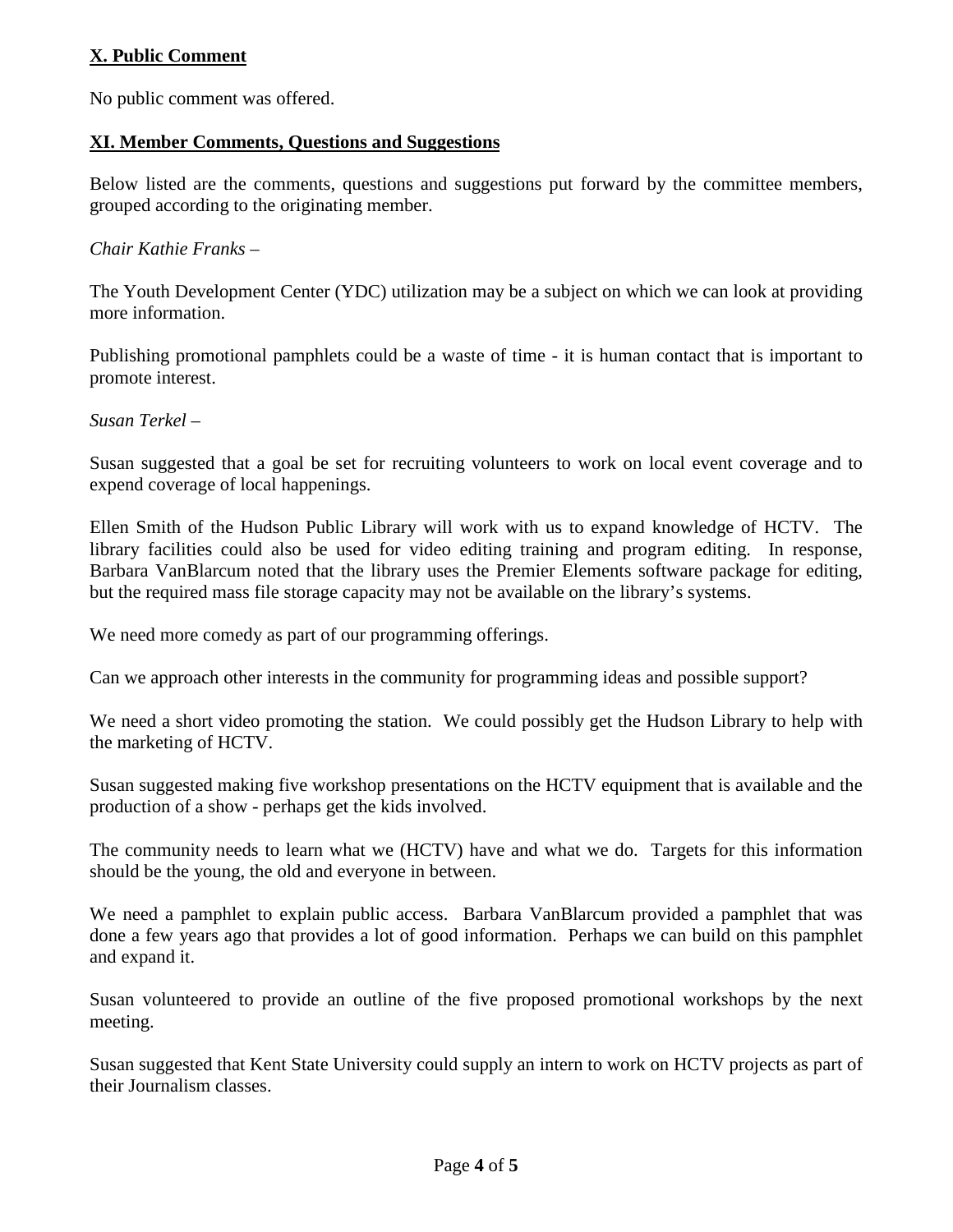## X. Public Comment

No public comment was offered.

## XI. Member Comments, Questions and Suggestions

Below listed are the comments, questions and suggestions put forward by the committee members, grouped according to the originating member.

*Chair Kathie Franks* –

The Youth Development Center (YDC) utilization may be a subject on which we can look at providing more information.

Publishing promotional pamphlets could be a waste of time - it is human contact that is important to promote interest.

*Susan Terkel* –

Susan suggested that a goal be set for recruiting volunteers to work on local event coverage and to expend coverage of local happenings.

Ellen Smith of the Hudson Public Library will work with us to expand knowledge of HCTV. The library facilities could also be used for video editing training and program editing. In response, Barbara VanBlarcum noted that the library uses the Premier Elements software package for editing, but the required mass file storage capacity may not be available on the library's systems.

We need more comedy as part of our programming offerings.

Can we approach other interests in the community for programming ideas and possible support?

We need a short video promoting the station. We could possibly get the Hudson Library to help with the marketing of HCTV.

Susan suggested making five workshop presentations on the HCTV equipment that is available and the production of a show - perhaps get the kids involved.

The community needs to learn what we (HCTV) have and what we do. Targets for this information should be the young, the old and everyone in between.

We need a pamphlet to explain public access. Barbara VanBlarcum provided a pamphlet that was done a few years ago that provides a lot of good information. Perhaps we can build on this pamphlet and expand it.

Susan volunteered to provide an outline of the five proposed promotional workshops by the next meeting.

Susan suggested that Kent State University could supply an intern to work on HCTV projects as part of their Journalism classes.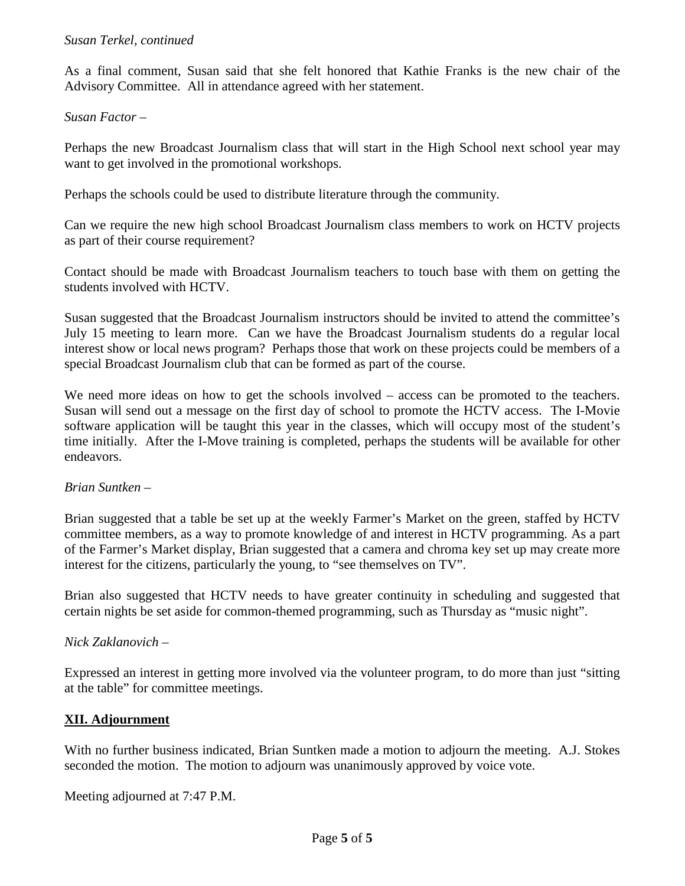*Susan Terkel, continued*

As a final comment, Susan said that she felt honored that Kathie Franks is the new chair of the Advisory Committee. All in attendance agreed with her statement.

*Susan Factor –*

Perhaps the new Broadcast Journalism class that will start in the High School next school year may want to get involved in the promotional workshops.

Perhaps the schools could be used to distribute literature through the community.

Can we require the new high school Broadcast Journalism class members to work on HCTV projects as part of their course requirement?

Contact should be made with Broadcast Journalism teachers to touch base with them on getting the students involved with HCTV.

Susan suggested that the Broadcast Journalism instructors should be invited to attend the committee's July 15 meeting to learn more. Can we have the Broadcast Journalism students do a regular local interest show or local news program? Perhaps those that work on these projects could be members of a special Broadcast Journalism club that can be formed as part of the course.

We need more ideas on how to get the schools involved – access can be promoted to the teachers. Susan will send out a message on the first day of school to promote the HCTV access. The I-Movie software application will be taught this year in the classes, which will occupy most of the student's time initially. After the I-Move training is completed, perhaps the students will be available for other endeavors.

*Brian Suntken –*

Brian suggested that a table be set up at the weekly Farmer's Market on the green, staffed by HCTV committee members, as a way to promote knowledge of and interest in HCTV programming. As a part of the Farmer's Market display, Brian suggested that a camera and chroma key set up may create more interest for the citizens, particularly the young, to "see themselves on TV".

Brian also suggested that HCTV needs to have greater continuity in scheduling and suggested that certain nights be set aside for common-themed programming, such as Thursday as "music night".

*Nick Zaklanovich –*

Expressed an interest in getting more involved via the volunteer program, to do more than just "sitting at the table" for committee meetings.

## **XII. Adjournment**

With no further business indicated, Brian Suntken made a motion to adjourn the meeting. A.J. Stokes seconded the motion. The motion to adjourn was unanimously approved by voice vote.

Meeting adjourned at 7:47 P.M.